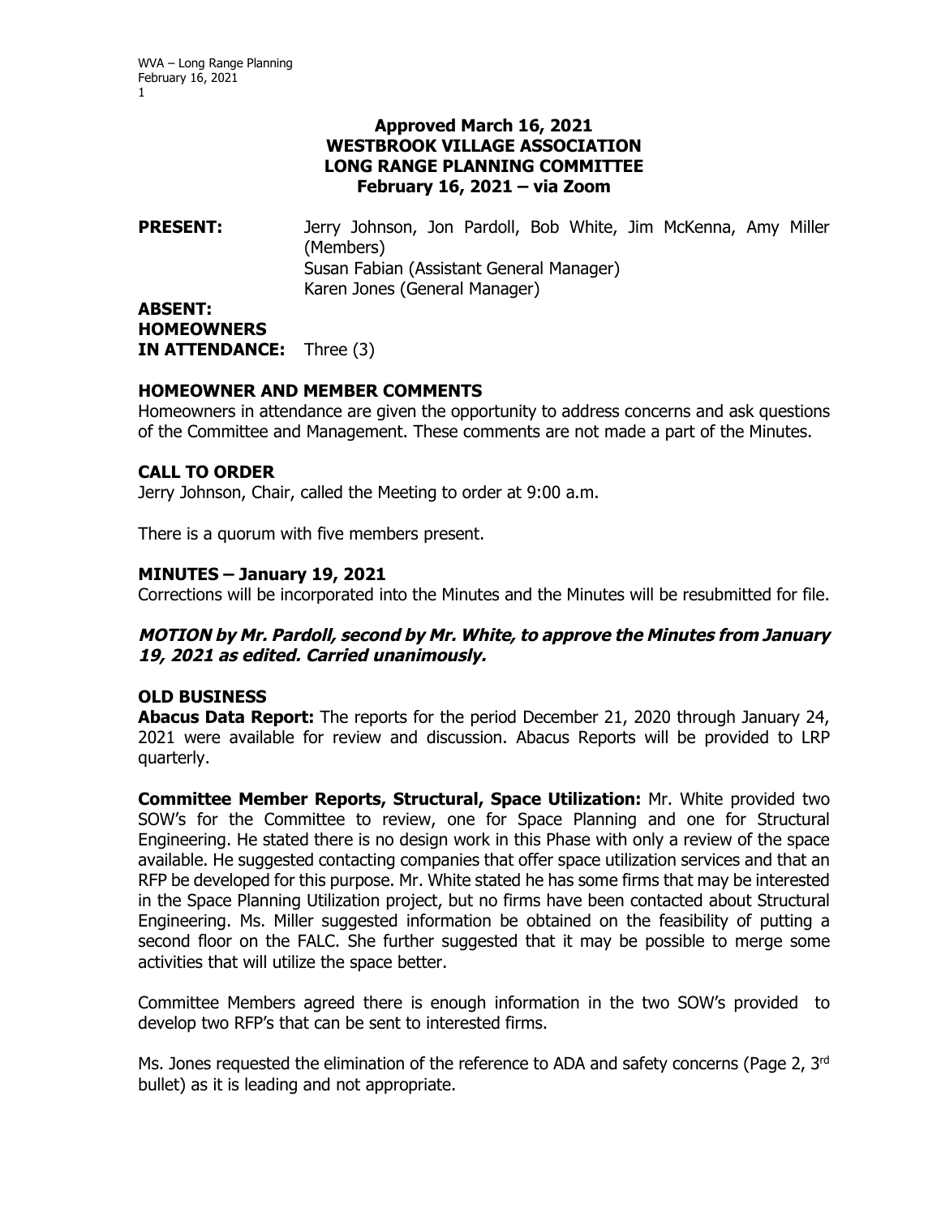**Approved March 16, 2021**
**WESTBROOK VILLAGE ASSOCIATION**
**LONG RANGE PLANNING COMMITTEE**
**February 16, 2021 – via Zoom**

**PRESENT:** Jerry Johnson, Jon Pardoll, Bob White, Jim McKenna, Amy Miller (Members)
Susan Fabian (Assistant General Manager)
Karen Jones (General Manager)

**ABSENT:**

**HOMEOWNERS IN ATTENDANCE:** Three (3)

**HOMEOWNER AND MEMBER COMMENTS**

Homeowners in attendance are given the opportunity to address concerns and ask questions of the Committee and Management. These comments are not made a part of the Minutes.

**CALL TO ORDER**

Jerry Johnson, Chair, called the Meeting to order at 9:00 a.m.

There is a quorum with five members present.

**MINUTES – January 19, 2021**

Corrections will be incorporated into the Minutes and the Minutes will be resubmitted for file.

***MOTION by Mr. Pardoll, second by Mr. White, to approve the Minutes from January 19, 2021 as edited. Carried unanimously.***

**OLD BUSINESS**

**Abacus Data Report:** The reports for the period December 21, 2020 through January 24, 2021 were available for review and discussion. Abacus Reports will be provided to LRP quarterly.

**Committee Member Reports, Structural, Space Utilization:** Mr. White provided two SOW's for the Committee to review, one for Space Planning and one for Structural Engineering. He stated there is no design work in this Phase with only a review of the space available. He suggested contacting companies that offer space utilization services and that an RFP be developed for this purpose. Mr. White stated he has some firms that may be interested in the Space Planning Utilization project, but no firms have been contacted about Structural Engineering. Ms. Miller suggested information be obtained on the feasibility of putting a second floor on the FALC. She further suggested that it may be possible to merge some activities that will utilize the space better.

Committee Members agreed there is enough information in the two SOW's provided to develop two RFP's that can be sent to interested firms.

Ms. Jones requested the elimination of the reference to ADA and safety concerns (Page 2, 3rd bullet) as it is leading and not appropriate.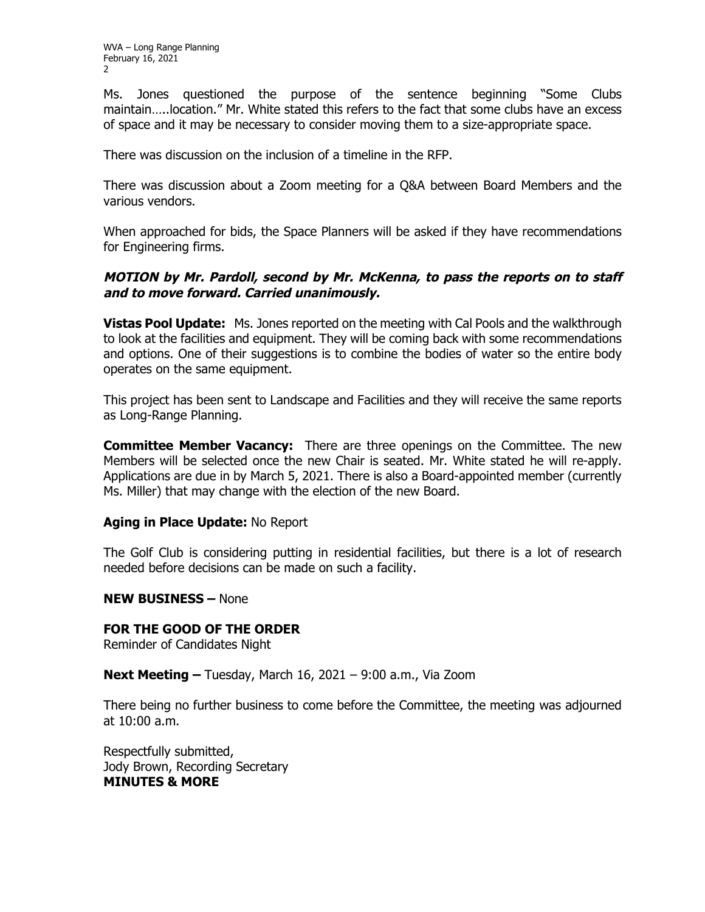Ms. Jones questioned the purpose of the sentence beginning "Some Clubs maintain…..location." Mr. White stated this refers to the fact that some clubs have an excess of space and it may be necessary to consider moving them to a size-appropriate space.

There was discussion on the inclusion of a timeline in the RFP.

There was discussion about a Zoom meeting for a Q&A between Board Members and the various vendors.

When approached for bids, the Space Planners will be asked if they have recommendations for Engineering firms.

***MOTION by Mr. Pardoll, second by Mr. McKenna, to pass the reports on to staff and to move forward. Carried unanimously.***

**Vistas Pool Update:** Ms. Jones reported on the meeting with Cal Pools and the walkthrough to look at the facilities and equipment. They will be coming back with some recommendations and options. One of their suggestions is to combine the bodies of water so the entire body operates on the same equipment.

This project has been sent to Landscape and Facilities and they will receive the same reports as Long-Range Planning.

**Committee Member Vacancy:** There are three openings on the Committee. The new Members will be selected once the new Chair is seated. Mr. White stated he will re-apply. Applications are due in by March 5, 2021. There is also a Board-appointed member (currently Ms. Miller) that may change with the election of the new Board.

**Aging in Place Update:** No Report

The Golf Club is considering putting in residential facilities, but there is a lot of research needed before decisions can be made on such a facility.

**NEW BUSINESS –** None

**FOR THE GOOD OF THE ORDER**
Reminder of Candidates Night

**Next Meeting –** Tuesday, March 16, 2021 – 9:00 a.m., Via Zoom

There being no further business to come before the Committee, the meeting was adjourned at 10:00 a.m.

Respectfully submitted,
Jody Brown, Recording Secretary
**MINUTES & MORE**